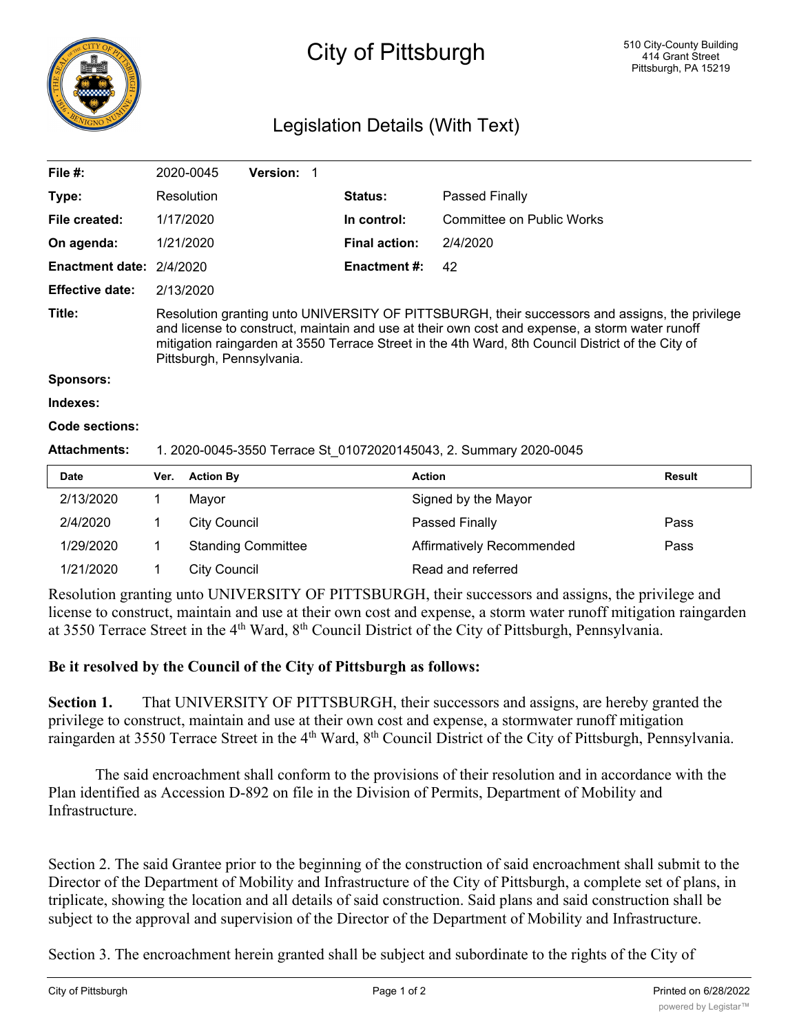# City of Pittsburgh

510 City-County Building
414 Grant Street
Pittsburgh, PA 15219

## Legislation Details (With Text)

| | | | |
|---|---|---|---|
| **File #:** | 2020-0045 **Version:** 1 | | |
| **Type:** | Resolution | **Status:** | Passed Finally |
| **File created:** | 1/17/2020 | **In control:** | Committee on Public Works |
| **On agenda:** | 1/21/2020 | **Final action:** | 2/4/2020 |
| **Enactment date:** | 2/4/2020 | **Enactment #:** | 42 |
| **Effective date:** | 2/13/2020 | | |

**Title:** Resolution granting unto UNIVERSITY OF PITTSBURGH, their successors and assigns, the privilege and license to construct, maintain and use at their own cost and expense, a storm water runoff mitigation raingarden at 3550 Terrace Street in the 4th Ward, 8th Council District of the City of Pittsburgh, Pennsylvania.

**Sponsors:**

**Indexes:**

**Code sections:**

**Attachments:** 1. 2020-0045-3550 Terrace St_01072020145043, 2. Summary 2020-0045

| Date | Ver. | Action By | Action | Result |
|---|---|---|---|---|
| 2/13/2020 | 1 | Mayor | Signed by the Mayor | |
| 2/4/2020 | 1 | City Council | Passed Finally | Pass |
| 1/29/2020 | 1 | Standing Committee | Affirmatively Recommended | Pass |
| 1/21/2020 | 1 | City Council | Read and referred | |

Resolution granting unto UNIVERSITY OF PITTSBURGH, their successors and assigns, the privilege and license to construct, maintain and use at their own cost and expense, a storm water runoff mitigation raingarden at 3550 Terrace Street in the 4th Ward, 8th Council District of the City of Pittsburgh, Pennsylvania.

**Be it resolved by the Council of the City of Pittsburgh as follows:**

**Section 1.** That UNIVERSITY OF PITTSBURGH, their successors and assigns, are hereby granted the privilege to construct, maintain and use at their own cost and expense, a stormwater runoff mitigation raingarden at 3550 Terrace Street in the 4th Ward, 8th Council District of the City of Pittsburgh, Pennsylvania.

The said encroachment shall conform to the provisions of their resolution and in accordance with the Plan identified as Accession D-892 on file in the Division of Permits, Department of Mobility and Infrastructure.

Section 2. The said Grantee prior to the beginning of the construction of said encroachment shall submit to the Director of the Department of Mobility and Infrastructure of the City of Pittsburgh, a complete set of plans, in triplicate, showing the location and all details of said construction. Said plans and said construction shall be subject to the approval and supervision of the Director of the Department of Mobility and Infrastructure.

Section 3. The encroachment herein granted shall be subject and subordinate to the rights of the City of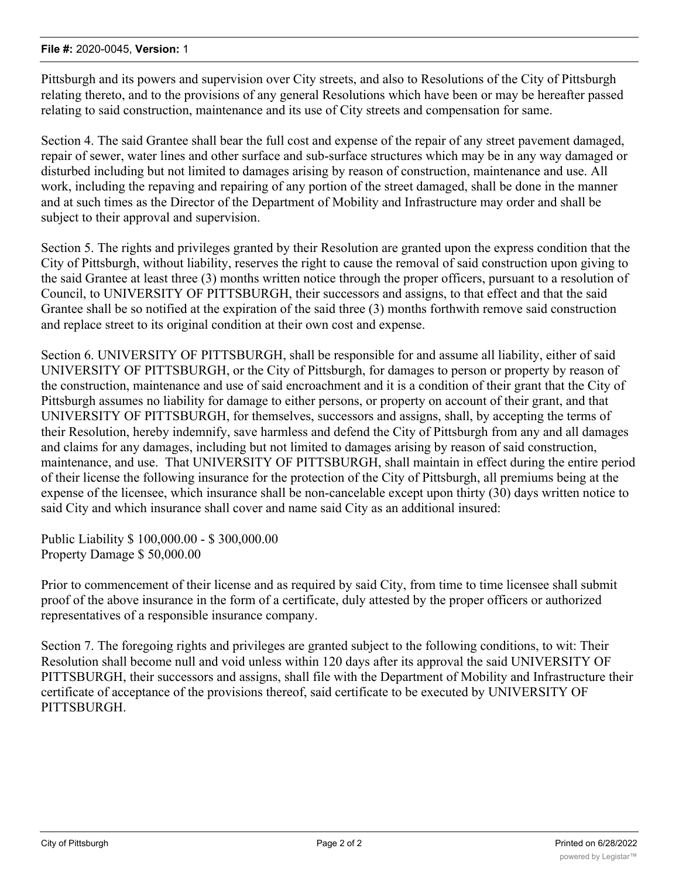Pittsburgh and its powers and supervision over City streets, and also to Resolutions of the City of Pittsburgh relating thereto, and to the provisions of any general Resolutions which have been or may be hereafter passed relating to said construction, maintenance and its use of City streets and compensation for same.

Section 4. The said Grantee shall bear the full cost and expense of the repair of any street pavement damaged, repair of sewer, water lines and other surface and sub-surface structures which may be in any way damaged or disturbed including but not limited to damages arising by reason of construction, maintenance and use. All work, including the repaving and repairing of any portion of the street damaged, shall be done in the manner and at such times as the Director of the Department of Mobility and Infrastructure may order and shall be subject to their approval and supervision.

Section 5. The rights and privileges granted by their Resolution are granted upon the express condition that the City of Pittsburgh, without liability, reserves the right to cause the removal of said construction upon giving to the said Grantee at least three (3) months written notice through the proper officers, pursuant to a resolution of Council, to UNIVERSITY OF PITTSBURGH, their successors and assigns, to that effect and that the said Grantee shall be so notified at the expiration of the said three (3) months forthwith remove said construction and replace street to its original condition at their own cost and expense.

Section 6. UNIVERSITY OF PITTSBURGH, shall be responsible for and assume all liability, either of said UNIVERSITY OF PITTSBURGH, or the City of Pittsburgh, for damages to person or property by reason of the construction, maintenance and use of said encroachment and it is a condition of their grant that the City of Pittsburgh assumes no liability for damage to either persons, or property on account of their grant, and that UNIVERSITY OF PITTSBURGH, for themselves, successors and assigns, shall, by accepting the terms of their Resolution, hereby indemnify, save harmless and defend the City of Pittsburgh from any and all damages and claims for any damages, including but not limited to damages arising by reason of said construction, maintenance, and use. That UNIVERSITY OF PITTSBURGH, shall maintain in effect during the entire period of their license the following insurance for the protection of the City of Pittsburgh, all premiums being at the expense of the licensee, which insurance shall be non-cancelable except upon thirty (30) days written notice to said City and which insurance shall cover and name said City as an additional insured:

Public Liability $ 100,000.00 - $ 300,000.00
Property Damage $ 50,000.00

Prior to commencement of their license and as required by said City, from time to time licensee shall submit proof of the above insurance in the form of a certificate, duly attested by the proper officers or authorized representatives of a responsible insurance company.

Section 7. The foregoing rights and privileges are granted subject to the following conditions, to wit: Their Resolution shall become null and void unless within 120 days after its approval the said UNIVERSITY OF PITTSBURGH, their successors and assigns, shall file with the Department of Mobility and Infrastructure their certificate of acceptance of the provisions thereof, said certificate to be executed by UNIVERSITY OF PITTSBURGH.